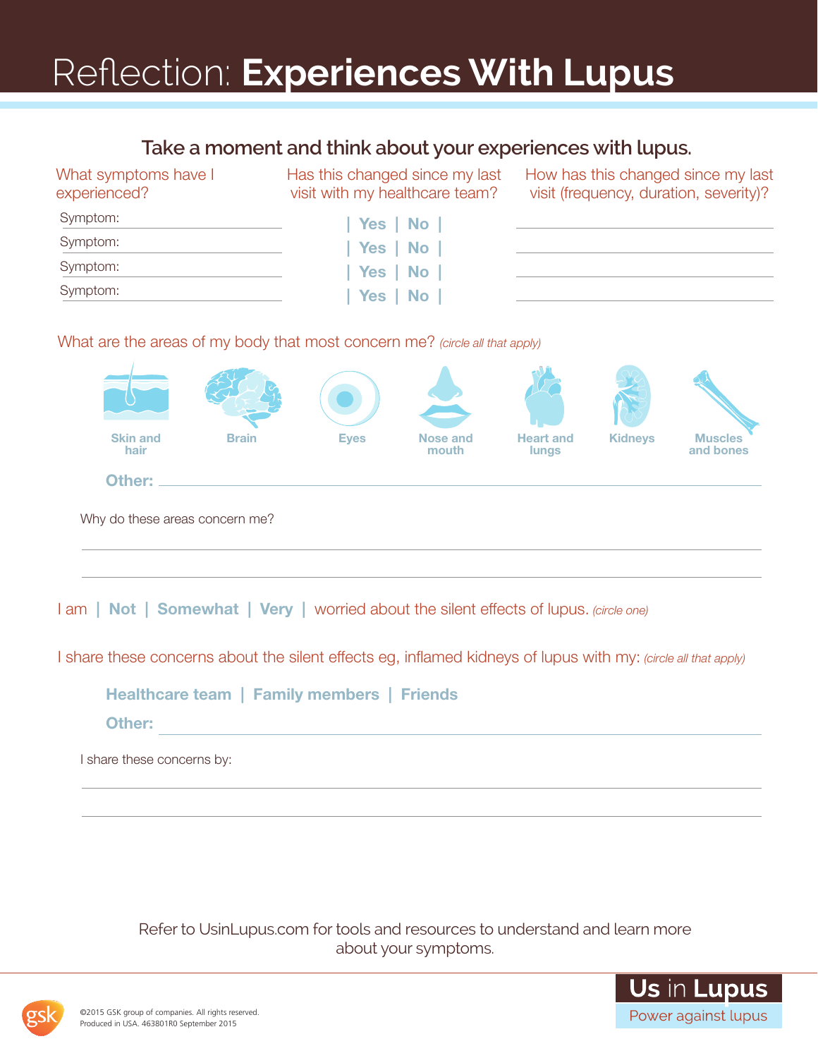# Reflection: **Experiences With Lupus**

## Take a moment and think about your experiences with lupus.

| What symptoms have I experienced? | Has this changed since my last visit with my healthcare team? | How has this changed since my last visit (frequency, duration, severity)? |
|---|---|---|
| Symptom: | \| Yes \| No \| | |
| Symptom: | \| Yes \| No \| | |
| Symptom: | \| Yes \| No \| | |
| Symptom: | \| Yes \| No \| | |

What are the areas of my body that most concern me? *(circle all that apply)*

Skin and hair | Brain | Eyes | Nose and mouth | Heart and lungs | Kidneys | Muscles and bones

**Other:** ____________________

Why do these areas concern me?

____________________

____________________

I am | **Not** | **Somewhat** | **Very** | worried about the silent effects of lupus. *(circle one)*

I share these concerns about the silent effects eg, inflamed kidneys of lupus with my: *(circle all that apply)*

**Healthcare team** | **Family members** | **Friends**

**Other:** ____________________

I share these concerns by:

____________________

____________________

Refer to UsinLupus.com for tools and resources to understand and learn more about your symptoms.

©2015 GSK group of companies. All rights reserved.
Produced in USA. 463801R0 September 2015

**Us in Lupus**
Power against lupus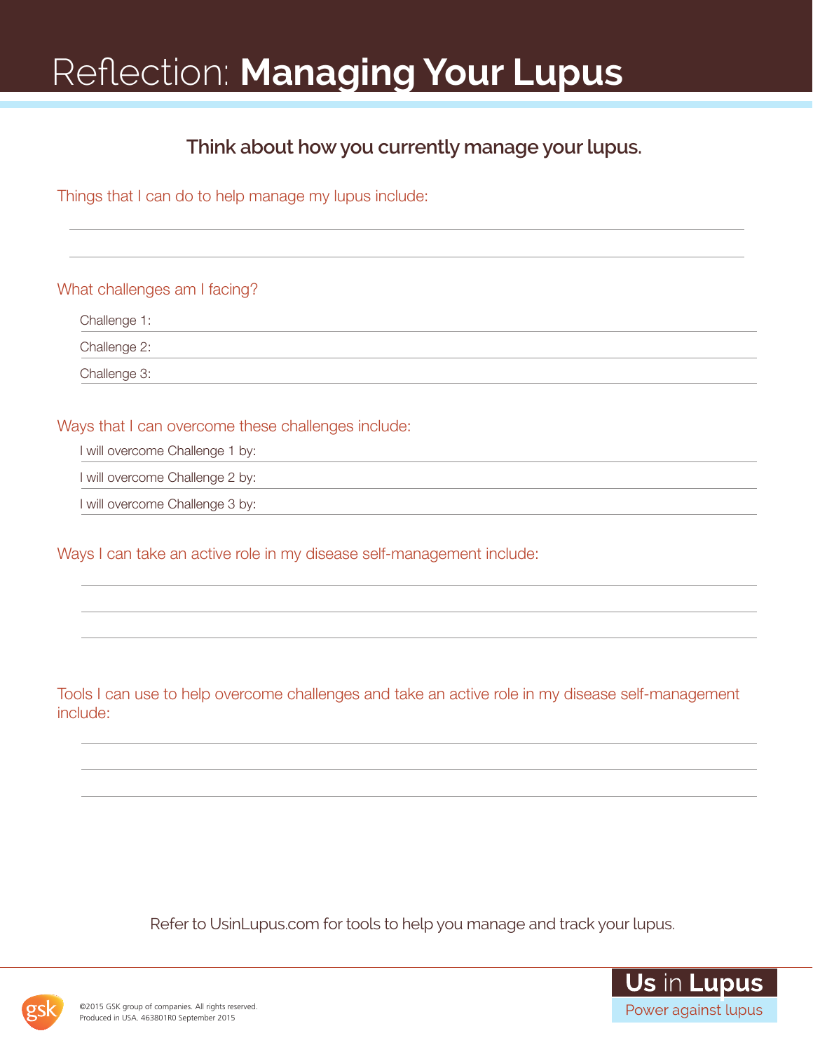# Reflection: **Managing Your Lupus**

### Think about how you currently manage your lupus.

Things that I can do to help manage my lupus include:

\_\_\_\_\_\_\_\_\_\_\_\_\_\_\_\_\_\_\_\_\_\_\_\_\_\_\_\_\_\_\_\_\_\_\_\_\_\_\_\_\_\_\_\_\_\_\_\_\_\_\_\_\_\_\_\_\_\_\_\_\_\_\_\_\_\_\_\_\_\_\_\_\_\_\_\_\_\_\_\_

\_\_\_\_\_\_\_\_\_\_\_\_\_\_\_\_\_\_\_\_\_\_\_\_\_\_\_\_\_\_\_\_\_\_\_\_\_\_\_\_\_\_\_\_\_\_\_\_\_\_\_\_\_\_\_\_\_\_\_\_\_\_\_\_\_\_\_\_\_\_\_\_\_\_\_\_\_\_\_\_

What challenges am I facing?

Challenge 1: \_\_\_\_\_\_\_\_\_\_\_\_\_\_\_\_\_\_\_\_\_\_\_\_\_\_\_\_\_\_\_\_\_\_\_\_\_\_\_\_\_\_\_\_\_\_\_\_\_\_\_\_\_\_\_\_\_\_\_\_\_\_\_\_\_\_\_\_

Challenge 2: \_\_\_\_\_\_\_\_\_\_\_\_\_\_\_\_\_\_\_\_\_\_\_\_\_\_\_\_\_\_\_\_\_\_\_\_\_\_\_\_\_\_\_\_\_\_\_\_\_\_\_\_\_\_\_\_\_\_\_\_\_\_\_\_\_\_\_\_

Challenge 3: \_\_\_\_\_\_\_\_\_\_\_\_\_\_\_\_\_\_\_\_\_\_\_\_\_\_\_\_\_\_\_\_\_\_\_\_\_\_\_\_\_\_\_\_\_\_\_\_\_\_\_\_\_\_\_\_\_\_\_\_\_\_\_\_\_\_\_\_

Ways that I can overcome these challenges include:

I will overcome Challenge 1 by: \_\_\_\_\_\_\_\_\_\_\_\_\_\_\_\_\_\_\_\_\_\_\_\_\_\_\_\_\_\_\_\_\_\_\_\_\_\_\_\_\_\_\_\_\_\_\_\_\_\_

I will overcome Challenge 2 by: \_\_\_\_\_\_\_\_\_\_\_\_\_\_\_\_\_\_\_\_\_\_\_\_\_\_\_\_\_\_\_\_\_\_\_\_\_\_\_\_\_\_\_\_\_\_\_\_\_\_

I will overcome Challenge 3 by: \_\_\_\_\_\_\_\_\_\_\_\_\_\_\_\_\_\_\_\_\_\_\_\_\_\_\_\_\_\_\_\_\_\_\_\_\_\_\_\_\_\_\_\_\_\_\_\_\_\_

Ways I can take an active role in my disease self-management include:

\_\_\_\_\_\_\_\_\_\_\_\_\_\_\_\_\_\_\_\_\_\_\_\_\_\_\_\_\_\_\_\_\_\_\_\_\_\_\_\_\_\_\_\_\_\_\_\_\_\_\_\_\_\_\_\_\_\_\_\_\_\_\_\_\_\_\_\_\_\_\_\_\_\_\_\_\_\_\_\_

\_\_\_\_\_\_\_\_\_\_\_\_\_\_\_\_\_\_\_\_\_\_\_\_\_\_\_\_\_\_\_\_\_\_\_\_\_\_\_\_\_\_\_\_\_\_\_\_\_\_\_\_\_\_\_\_\_\_\_\_\_\_\_\_\_\_\_\_\_\_\_\_\_\_\_\_\_\_\_\_

\_\_\_\_\_\_\_\_\_\_\_\_\_\_\_\_\_\_\_\_\_\_\_\_\_\_\_\_\_\_\_\_\_\_\_\_\_\_\_\_\_\_\_\_\_\_\_\_\_\_\_\_\_\_\_\_\_\_\_\_\_\_\_\_\_\_\_\_\_\_\_\_\_\_\_\_\_\_\_\_

Tools I can use to help overcome challenges and take an active role in my disease self-management include:

\_\_\_\_\_\_\_\_\_\_\_\_\_\_\_\_\_\_\_\_\_\_\_\_\_\_\_\_\_\_\_\_\_\_\_\_\_\_\_\_\_\_\_\_\_\_\_\_\_\_\_\_\_\_\_\_\_\_\_\_\_\_\_\_\_\_\_\_\_\_\_\_\_\_\_\_\_\_\_\_

\_\_\_\_\_\_\_\_\_\_\_\_\_\_\_\_\_\_\_\_\_\_\_\_\_\_\_\_\_\_\_\_\_\_\_\_\_\_\_\_\_\_\_\_\_\_\_\_\_\_\_\_\_\_\_\_\_\_\_\_\_\_\_\_\_\_\_\_\_\_\_\_\_\_\_\_\_\_\_\_

\_\_\_\_\_\_\_\_\_\_\_\_\_\_\_\_\_\_\_\_\_\_\_\_\_\_\_\_\_\_\_\_\_\_\_\_\_\_\_\_\_\_\_\_\_\_\_\_\_\_\_\_\_\_\_\_\_\_\_\_\_\_\_\_\_\_\_\_\_\_\_\_\_\_\_\_\_\_\_\_

Refer to UsinLupus.com for tools to help you manage and track your lupus.

©2015 GSK group of companies. All rights reserved.
Produced in USA. 463801R0 September 2015

**Us** in **Lupus**
Power against lupus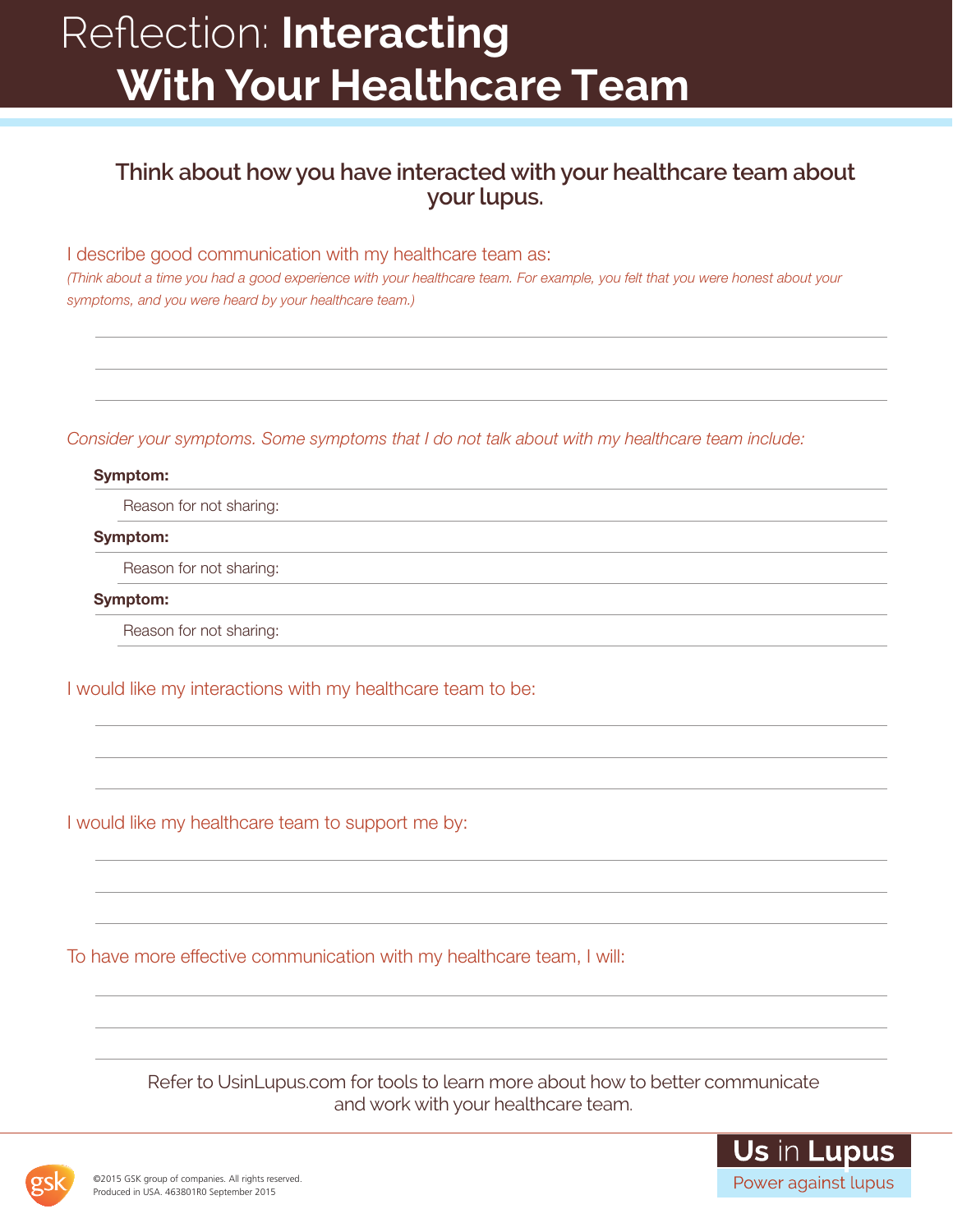# Reflection: **Interacting With Your Healthcare Team**

## Think about how you have interacted with your healthcare team about your lupus.

I describe good communication with my healthcare team as:

*(Think about a time you had a good experience with your healthcare team. For example, you felt that you were honest about your symptoms, and you were heard by your healthcare team.)*

*Consider your symptoms. Some symptoms that I do not talk about with my healthcare team include:*

**Symptom:**

Reason for not sharing:

**Symptom:**

Reason for not sharing:

**Symptom:**

Reason for not sharing:

I would like my interactions with my healthcare team to be:

I would like my healthcare team to support me by:

To have more effective communication with my healthcare team, I will:

Refer to UsinLupus.com for tools to learn more about how to better communicate and work with your healthcare team.

©2015 GSK group of companies. All rights reserved.
Produced in USA. 463801R0 September 2015

**Us** in **Lupus**
Power against lupus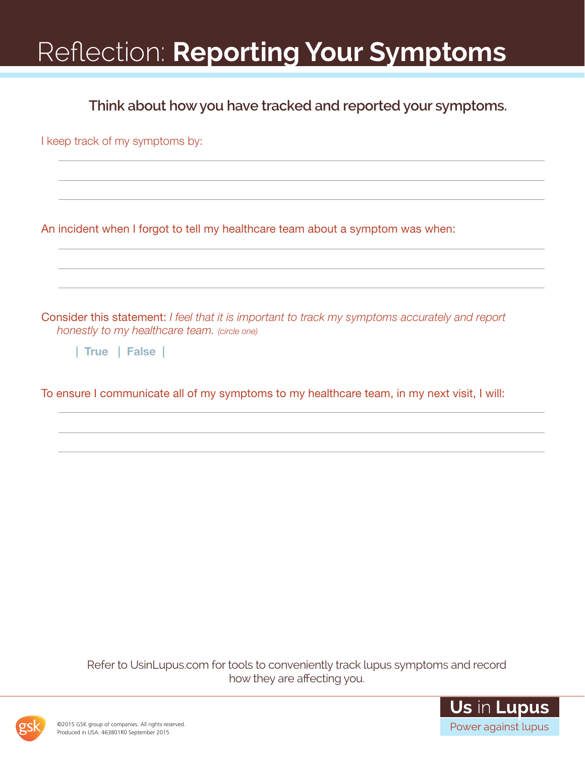# Reflection: **Reporting Your Symptoms**

## Think about how you have tracked and reported your symptoms.

I keep track of my symptoms by:

_______________________________________________

_______________________________________________

_______________________________________________

An incident when I forgot to tell my healthcare team about a symptom was when:

_______________________________________________

_______________________________________________

_______________________________________________

Consider this statement: *I feel that it is important to track my symptoms accurately and report honestly to my healthcare team.* *(circle one)*

| **True** | **False** |

To ensure I communicate all of my symptoms to my healthcare team, in my next visit, I will:

_______________________________________________

_______________________________________________

_______________________________________________

Refer to UsinLupus.com for tools to conveniently track lupus symptoms and record how they are affecting you.

©2015 GSK group of companies. All rights reserved.
Produced in USA. 463801R0 September 2015

**Us** in **Lupus**
Power against lupus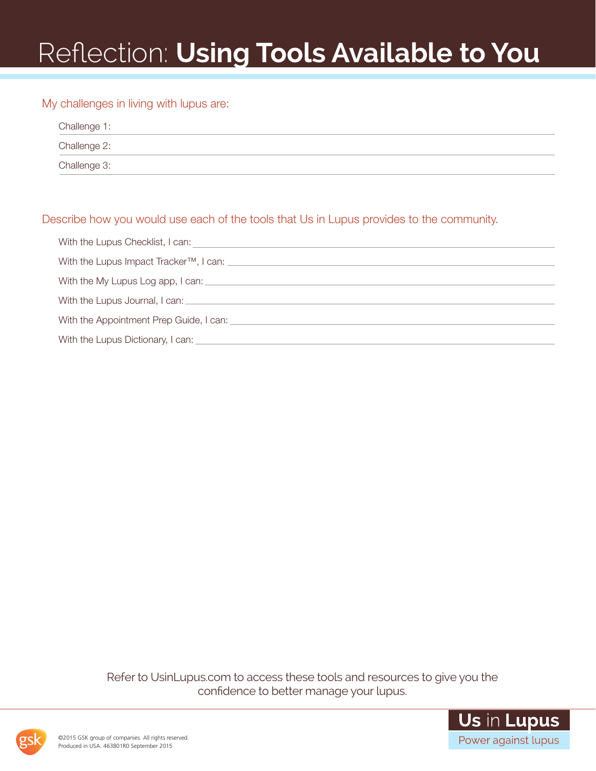# Reflection: **Using Tools Available to You**

My challenges in living with lupus are:

Challenge 1: \_\_\_\_\_\_\_\_\_\_\_\_\_\_\_\_\_\_\_\_\_\_\_\_\_\_\_\_\_\_\_\_

Challenge 2: \_\_\_\_\_\_\_\_\_\_\_\_\_\_\_\_\_\_\_\_\_\_\_\_\_\_\_\_\_\_\_\_

Challenge 3: \_\_\_\_\_\_\_\_\_\_\_\_\_\_\_\_\_\_\_\_\_\_\_\_\_\_\_\_\_\_\_\_

Describe how you would use each of the tools that Us in Lupus provides to the community.

With the Lupus Checklist, I can: \_\_\_\_\_\_\_\_\_\_\_\_\_\_\_\_\_\_\_\_\_\_\_\_\_\_\_\_\_\_\_\_

With the Lupus Impact Tracker™, I can: \_\_\_\_\_\_\_\_\_\_\_\_\_\_\_\_\_\_\_\_\_\_\_\_\_\_\_\_\_\_\_\_

With the My Lupus Log app, I can: \_\_\_\_\_\_\_\_\_\_\_\_\_\_\_\_\_\_\_\_\_\_\_\_\_\_\_\_\_\_\_\_

With the Lupus Journal, I can: \_\_\_\_\_\_\_\_\_\_\_\_\_\_\_\_\_\_\_\_\_\_\_\_\_\_\_\_\_\_\_\_

With the Appointment Prep Guide, I can: \_\_\_\_\_\_\_\_\_\_\_\_\_\_\_\_\_\_\_\_\_\_\_\_\_\_\_\_\_\_\_\_

With the Lupus Dictionary, I can: \_\_\_\_\_\_\_\_\_\_\_\_\_\_\_\_\_\_\_\_\_\_\_\_\_\_\_\_\_\_\_\_

Refer to UsinLupus.com to access these tools and resources to give you the confidence to better manage your lupus.

©2015 GSK group of companies. All rights reserved.
Produced in USA. 463801R0 September 2015

**Us** in **Lupus**
Power against lupus